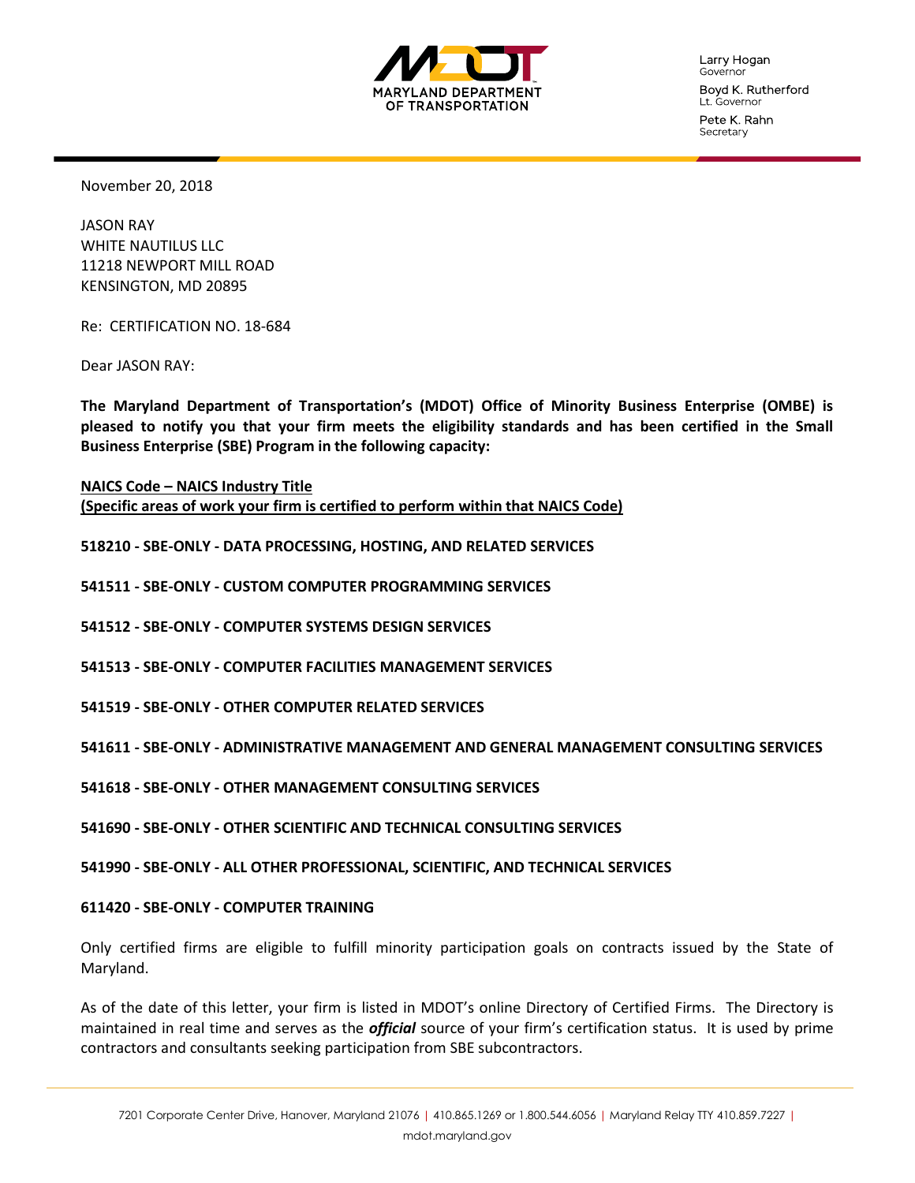MARYLAND DEPARTMENT OF TRANSPORTATION

Larry Hogan
Governor

Boyd K. Rutherford
Lt. Governor

Pete K. Rahn
Secretary

November 20, 2018

JASON RAY
WHITE NAUTILUS LLC
11218 NEWPORT MILL ROAD
KENSINGTON, MD 20895

Re: CERTIFICATION NO. 18-684

Dear JASON RAY:

**The Maryland Department of Transportation's (MDOT) Office of Minority Business Enterprise (OMBE) is pleased to notify you that your firm meets the eligibility standards and has been certified in the Small Business Enterprise (SBE) Program in the following capacity:**

**<u>NAICS Code – NAICS Industry Title</u>**
**<u>(Specific areas of work your firm is certified to perform within that NAICS Code)</u>**

**518210 - SBE-ONLY - DATA PROCESSING, HOSTING, AND RELATED SERVICES**

**541511 - SBE-ONLY - CUSTOM COMPUTER PROGRAMMING SERVICES**

**541512 - SBE-ONLY - COMPUTER SYSTEMS DESIGN SERVICES**

**541513 - SBE-ONLY - COMPUTER FACILITIES MANAGEMENT SERVICES**

**541519 - SBE-ONLY - OTHER COMPUTER RELATED SERVICES**

**541611 - SBE-ONLY - ADMINISTRATIVE MANAGEMENT AND GENERAL MANAGEMENT CONSULTING SERVICES**

**541618 - SBE-ONLY - OTHER MANAGEMENT CONSULTING SERVICES**

**541690 - SBE-ONLY - OTHER SCIENTIFIC AND TECHNICAL CONSULTING SERVICES**

**541990 - SBE-ONLY - ALL OTHER PROFESSIONAL, SCIENTIFIC, AND TECHNICAL SERVICES**

**611420 - SBE-ONLY - COMPUTER TRAINING**

Only certified firms are eligible to fulfill minority participation goals on contracts issued by the State of Maryland.

As of the date of this letter, your firm is listed in MDOT's online Directory of Certified Firms. The Directory is maintained in real time and serves as the ***official*** source of your firm's certification status. It is used by prime contractors and consultants seeking participation from SBE subcontractors.

7201 Corporate Center Drive, Hanover, Maryland 21076 | 410.865.1269 or 1.800.544.6056 | Maryland Relay TTY 410.859.7227 | mdot.maryland.gov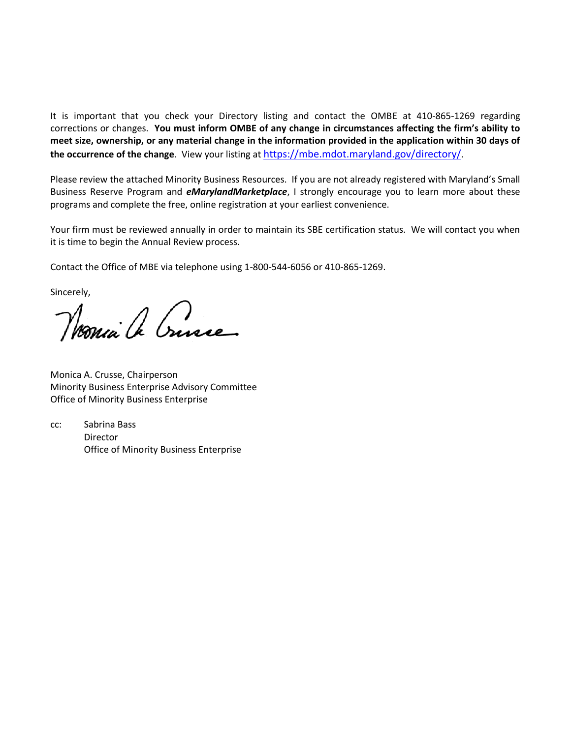It is important that you check your Directory listing and contact the OMBE at 410-865-1269 regarding corrections or changes. **You must inform OMBE of any change in circumstances affecting the firm's ability to meet size, ownership, or any material change in the information provided in the application within 30 days of the occurrence of the change**. View your listing at https://mbe.mdot.maryland.gov/directory/.

Please review the attached Minority Business Resources. If you are not already registered with Maryland's Small Business Reserve Program and ***eMarylandMarketplace***, I strongly encourage you to learn more about these programs and complete the free, online registration at your earliest convenience.

Your firm must be reviewed annually in order to maintain its SBE certification status. We will contact you when it is time to begin the Annual Review process.

Contact the Office of MBE via telephone using 1-800-544-6056 or 410-865-1269.

Sincerely,

Monica A. Crusse, Chairperson
Minority Business Enterprise Advisory Committee
Office of Minority Business Enterprise

cc: Sabrina Bass
Director
Office of Minority Business Enterprise